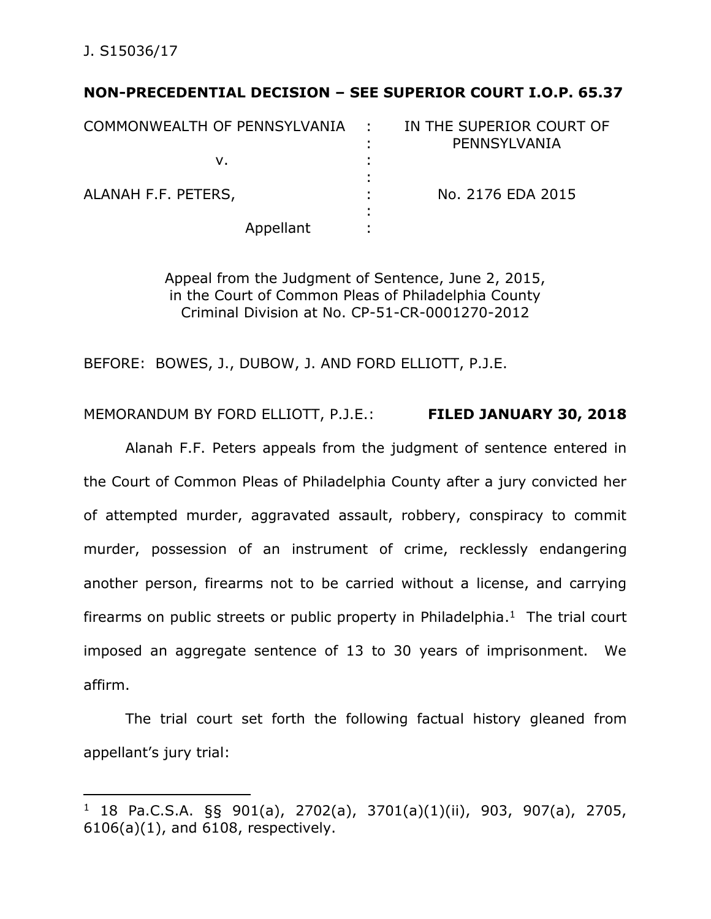J. S15036/17

**NON-PRECEDENTIAL DECISION – SEE SUPERIOR COURT I.O.P. 65.37**

| | | |
|---|---|---|
| COMMONWEALTH OF PENNSYLVANIA | : | IN THE SUPERIOR COURT OF PENNSYLVANIA |
| v. | : | |
| ALANAH F.F. PETERS, | : | No. 2176 EDA 2015 |
| Appellant | : | |

Appeal from the Judgment of Sentence, June 2, 2015, in the Court of Common Pleas of Philadelphia County Criminal Division at No. CP-51-CR-0001270-2012

BEFORE: BOWES, J., DUBOW, J. AND FORD ELLIOTT, P.J.E.

MEMORANDUM BY FORD ELLIOTT, P.J.E.: **FILED JANUARY 30, 2018**

Alanah F.F. Peters appeals from the judgment of sentence entered in the Court of Common Pleas of Philadelphia County after a jury convicted her of attempted murder, aggravated assault, robbery, conspiracy to commit murder, possession of an instrument of crime, recklessly endangering another person, firearms not to be carried without a license, and carrying firearms on public streets or public property in Philadelphia.[1] The trial court imposed an aggregate sentence of 13 to 30 years of imprisonment. We affirm.

The trial court set forth the following factual history gleaned from appellant's jury trial:

[1] 18 Pa.C.S.A. §§ 901(a), 2702(a), 3701(a)(1)(ii), 903, 907(a), 2705, 6106(a)(1), and 6108, respectively.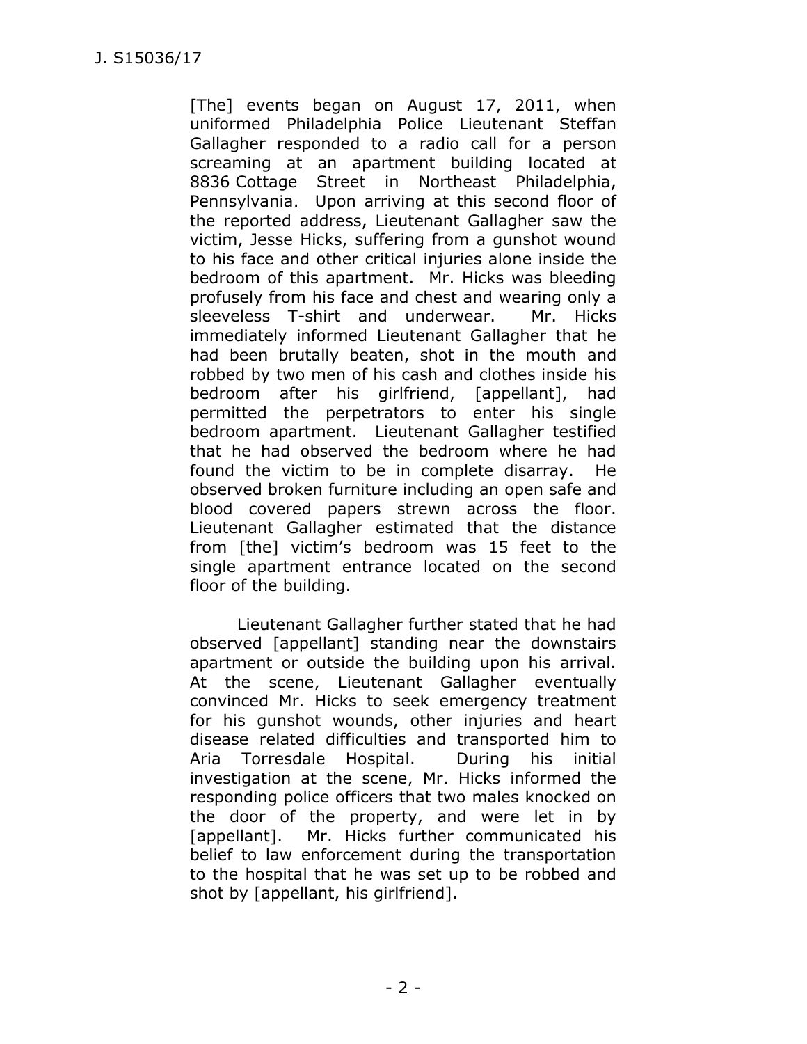[The] events began on August 17, 2011, when uniformed Philadelphia Police Lieutenant Steffan Gallagher responded to a radio call for a person screaming at an apartment building located at 8836 Cottage Street in Northeast Philadelphia, Pennsylvania. Upon arriving at this second floor of the reported address, Lieutenant Gallagher saw the victim, Jesse Hicks, suffering from a gunshot wound to his face and other critical injuries alone inside the bedroom of this apartment. Mr. Hicks was bleeding profusely from his face and chest and wearing only a sleeveless T-shirt and underwear. Mr. Hicks immediately informed Lieutenant Gallagher that he had been brutally beaten, shot in the mouth and robbed by two men of his cash and clothes inside his bedroom after his girlfriend, [appellant], had permitted the perpetrators to enter his single bedroom apartment. Lieutenant Gallagher testified that he had observed the bedroom where he had found the victim to be in complete disarray. He observed broken furniture including an open safe and blood covered papers strewn across the floor. Lieutenant Gallagher estimated that the distance from [the] victim's bedroom was 15 feet to the single apartment entrance located on the second floor of the building.

Lieutenant Gallagher further stated that he had observed [appellant] standing near the downstairs apartment or outside the building upon his arrival. At the scene, Lieutenant Gallagher eventually convinced Mr. Hicks to seek emergency treatment for his gunshot wounds, other injuries and heart disease related difficulties and transported him to Aria Torresdale Hospital. During his initial investigation at the scene, Mr. Hicks informed the responding police officers that two males knocked on the door of the property, and were let in by [appellant]. Mr. Hicks further communicated his belief to law enforcement during the transportation to the hospital that he was set up to be robbed and shot by [appellant, his girlfriend].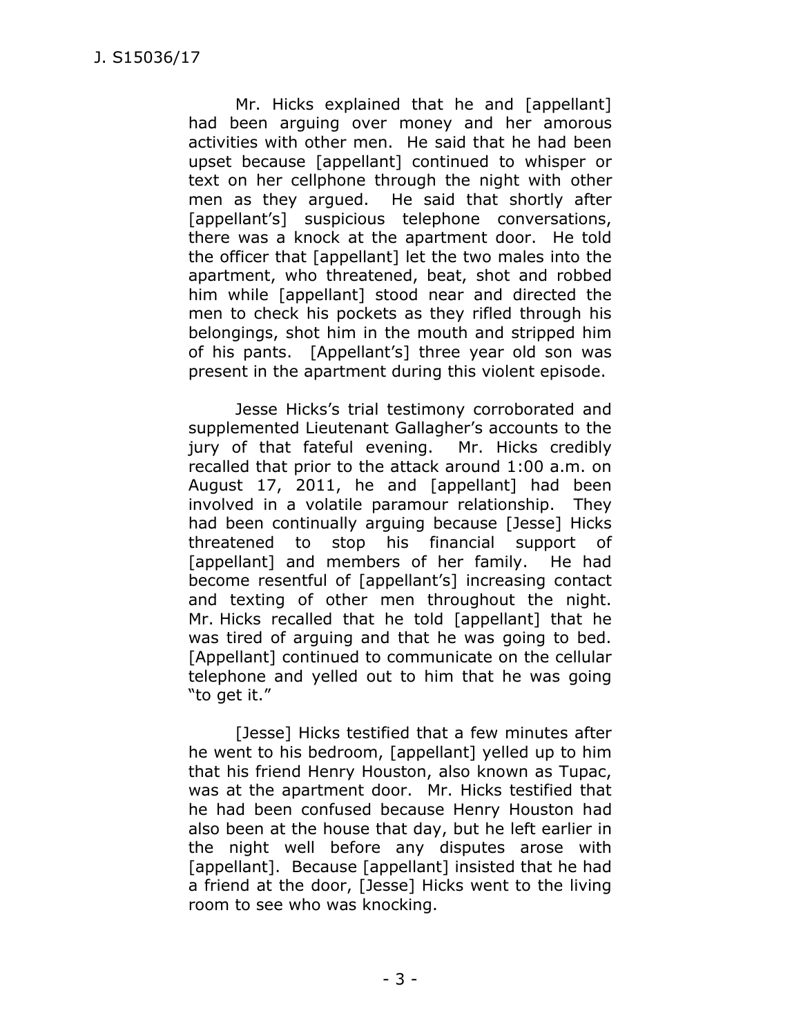Mr. Hicks explained that he and [appellant] had been arguing over money and her amorous activities with other men. He said that he had been upset because [appellant] continued to whisper or text on her cellphone through the night with other men as they argued. He said that shortly after [appellant's] suspicious telephone conversations, there was a knock at the apartment door. He told the officer that [appellant] let the two males into the apartment, who threatened, beat, shot and robbed him while [appellant] stood near and directed the men to check his pockets as they rifled through his belongings, shot him in the mouth and stripped him of his pants. [Appellant's] three year old son was present in the apartment during this violent episode.

Jesse Hicks's trial testimony corroborated and supplemented Lieutenant Gallagher's accounts to the jury of that fateful evening. Mr. Hicks credibly recalled that prior to the attack around 1:00 a.m. on August 17, 2011, he and [appellant] had been involved in a volatile paramour relationship. They had been continually arguing because [Jesse] Hicks threatened to stop his financial support of [appellant] and members of her family. He had become resentful of [appellant's] increasing contact and texting of other men throughout the night. Mr. Hicks recalled that he told [appellant] that he was tired of arguing and that he was going to bed. [Appellant] continued to communicate on the cellular telephone and yelled out to him that he was going "to get it."

[Jesse] Hicks testified that a few minutes after he went to his bedroom, [appellant] yelled up to him that his friend Henry Houston, also known as Tupac, was at the apartment door. Mr. Hicks testified that he had been confused because Henry Houston had also been at the house that day, but he left earlier in the night well before any disputes arose with [appellant]. Because [appellant] insisted that he had a friend at the door, [Jesse] Hicks went to the living room to see who was knocking.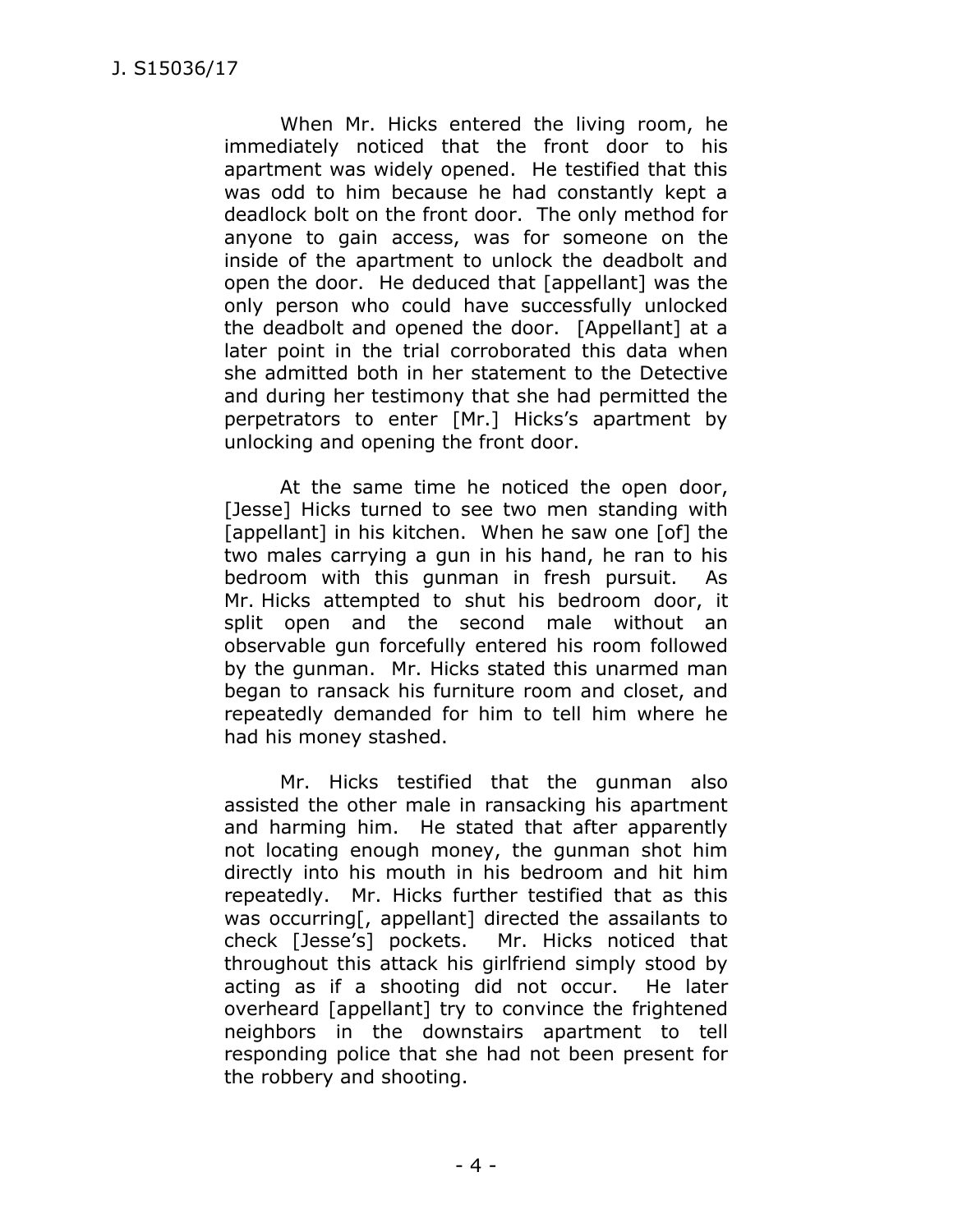When Mr. Hicks entered the living room, he immediately noticed that the front door to his apartment was widely opened. He testified that this was odd to him because he had constantly kept a deadlock bolt on the front door. The only method for anyone to gain access, was for someone on the inside of the apartment to unlock the deadbolt and open the door. He deduced that [appellant] was the only person who could have successfully unlocked the deadbolt and opened the door. [Appellant] at a later point in the trial corroborated this data when she admitted both in her statement to the Detective and during her testimony that she had permitted the perpetrators to enter [Mr.] Hicks's apartment by unlocking and opening the front door.

At the same time he noticed the open door, [Jesse] Hicks turned to see two men standing with [appellant] in his kitchen. When he saw one [of] the two males carrying a gun in his hand, he ran to his bedroom with this gunman in fresh pursuit. As Mr. Hicks attempted to shut his bedroom door, it split open and the second male without an observable gun forcefully entered his room followed by the gunman. Mr. Hicks stated this unarmed man began to ransack his furniture room and closet, and repeatedly demanded for him to tell him where he had his money stashed.

Mr. Hicks testified that the gunman also assisted the other male in ransacking his apartment and harming him. He stated that after apparently not locating enough money, the gunman shot him directly into his mouth in his bedroom and hit him repeatedly. Mr. Hicks further testified that as this was occurring[, appellant] directed the assailants to check [Jesse's] pockets. Mr. Hicks noticed that throughout this attack his girlfriend simply stood by acting as if a shooting did not occur. He later overheard [appellant] try to convince the frightened neighbors in the downstairs apartment to tell responding police that she had not been present for the robbery and shooting.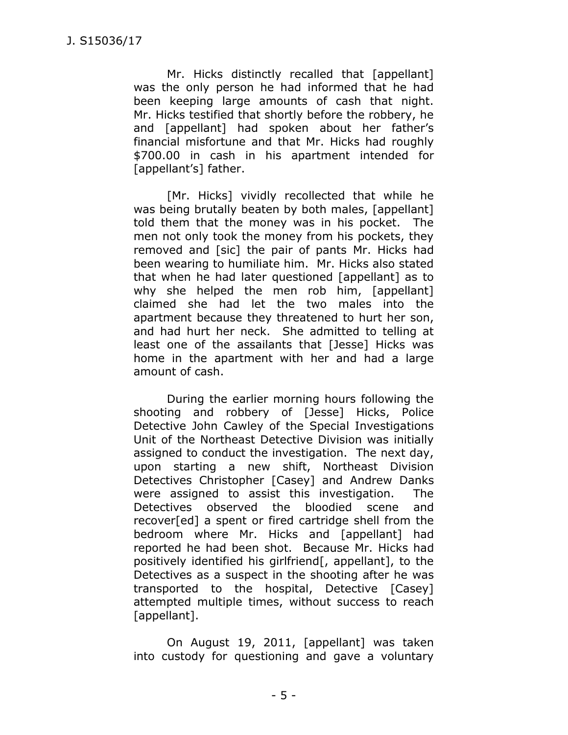Mr. Hicks distinctly recalled that [appellant] was the only person he had informed that he had been keeping large amounts of cash that night. Mr. Hicks testified that shortly before the robbery, he and [appellant] had spoken about her father's financial misfortune and that Mr. Hicks had roughly $700.00 in cash in his apartment intended for [appellant's] father.

[Mr. Hicks] vividly recollected that while he was being brutally beaten by both males, [appellant] told them that the money was in his pocket. The men not only took the money from his pockets, they removed and [sic] the pair of pants Mr. Hicks had been wearing to humiliate him. Mr. Hicks also stated that when he had later questioned [appellant] as to why she helped the men rob him, [appellant] claimed she had let the two males into the apartment because they threatened to hurt her son, and had hurt her neck. She admitted to telling at least one of the assailants that [Jesse] Hicks was home in the apartment with her and had a large amount of cash.

During the earlier morning hours following the shooting and robbery of [Jesse] Hicks, Police Detective John Cawley of the Special Investigations Unit of the Northeast Detective Division was initially assigned to conduct the investigation. The next day, upon starting a new shift, Northeast Division Detectives Christopher [Casey] and Andrew Danks were assigned to assist this investigation. The Detectives observed the bloodied scene and recover[ed] a spent or fired cartridge shell from the bedroom where Mr. Hicks and [appellant] had reported he had been shot. Because Mr. Hicks had positively identified his girlfriend[, appellant], to the Detectives as a suspect in the shooting after he was transported to the hospital, Detective [Casey] attempted multiple times, without success to reach [appellant].

On August 19, 2011, [appellant] was taken into custody for questioning and gave a voluntary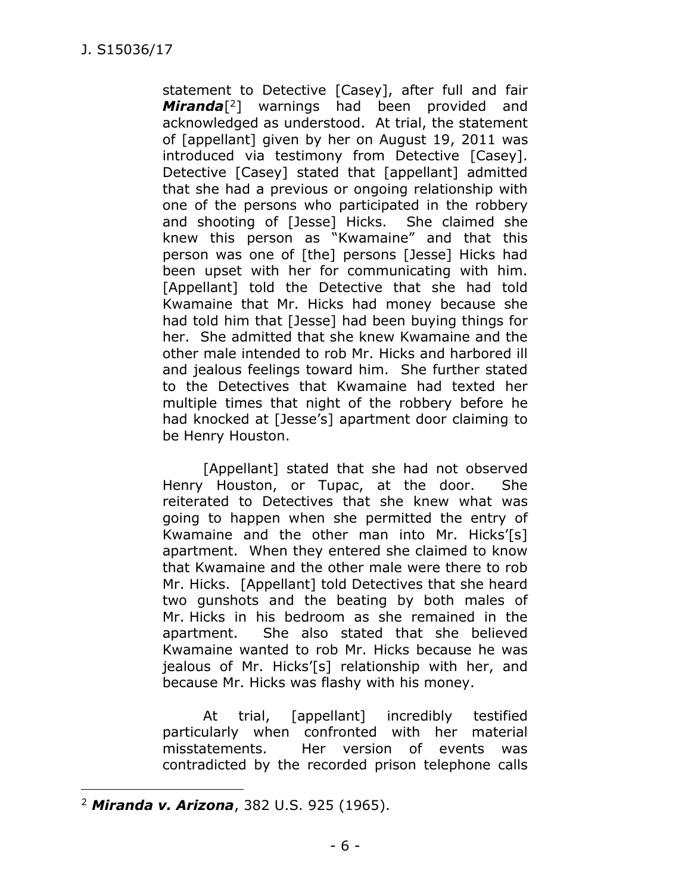statement to Detective [Casey], after full and fair ***Miranda***[2] warnings had been provided and acknowledged as understood. At trial, the statement of [appellant] given by her on August 19, 2011 was introduced via testimony from Detective [Casey]. Detective [Casey] stated that [appellant] admitted that she had a previous or ongoing relationship with one of the persons who participated in the robbery and shooting of [Jesse] Hicks. She claimed she knew this person as "Kwamaine" and that this person was one of [the] persons [Jesse] Hicks had been upset with her for communicating with him. [Appellant] told the Detective that she had told Kwamaine that Mr. Hicks had money because she had told him that [Jesse] had been buying things for her. She admitted that she knew Kwamaine and the other male intended to rob Mr. Hicks and harbored ill and jealous feelings toward him. She further stated to the Detectives that Kwamaine had texted her multiple times that night of the robbery before he had knocked at [Jesse's] apartment door claiming to be Henry Houston.

[Appellant] stated that she had not observed Henry Houston, or Tupac, at the door. She reiterated to Detectives that she knew what was going to happen when she permitted the entry of Kwamaine and the other man into Mr. Hicks'[s] apartment. When they entered she claimed to know that Kwamaine and the other male were there to rob Mr. Hicks. [Appellant] told Detectives that she heard two gunshots and the beating by both males of Mr. Hicks in his bedroom as she remained in the apartment. She also stated that she believed Kwamaine wanted to rob Mr. Hicks because he was jealous of Mr. Hicks'[s] relationship with her, and because Mr. Hicks was flashy with his money.

At trial, [appellant] incredibly testified particularly when confronted with her material misstatements. Her version of events was contradicted by the recorded prison telephone calls

---

[2] ***Miranda v. Arizona***, 382 U.S. 925 (1965).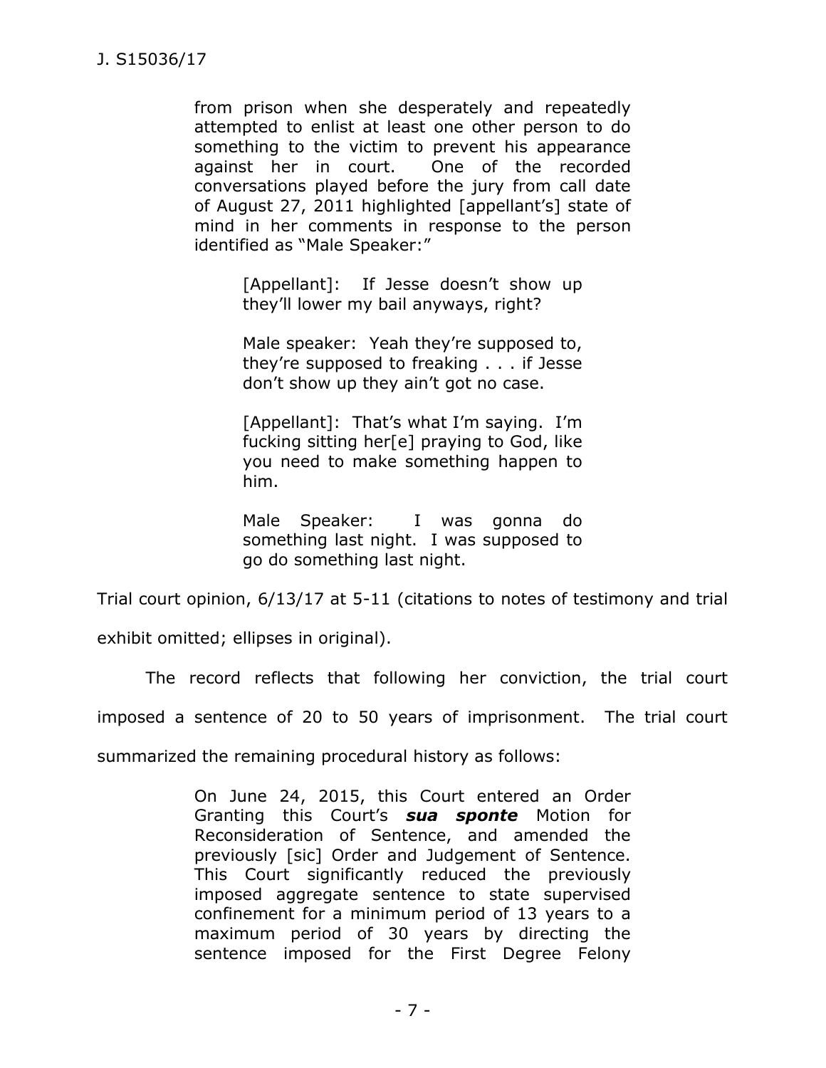> from prison when she desperately and repeatedly attempted to enlist at least one other person to do something to the victim to prevent his appearance against her in court. One of the recorded conversations played before the jury from call date of August 27, 2011 highlighted [appellant's] state of mind in her comments in response to the person identified as "Male Speaker:"
>
> > [Appellant]: If Jesse doesn't show up they'll lower my bail anyways, right?
> >
> > Male speaker: Yeah they're supposed to, they're supposed to freaking . . . if Jesse don't show up they ain't got no case.
> >
> > [Appellant]: That's what I'm saying. I'm fucking sitting her[e] praying to God, like you need to make something happen to him.
> >
> > Male Speaker: I was gonna do something last night. I was supposed to go do something last night.

Trial court opinion, 6/13/17 at 5-11 (citations to notes of testimony and trial exhibit omitted; ellipses in original).

The record reflects that following her conviction, the trial court imposed a sentence of 20 to 50 years of imprisonment. The trial court summarized the remaining procedural history as follows:

> On June 24, 2015, this Court entered an Order Granting this Court's ***sua sponte*** Motion for Reconsideration of Sentence, and amended the previously [sic] Order and Judgement of Sentence. This Court significantly reduced the previously imposed aggregate sentence to state supervised confinement for a minimum period of 13 years to a maximum period of 30 years by directing the sentence imposed for the First Degree Felony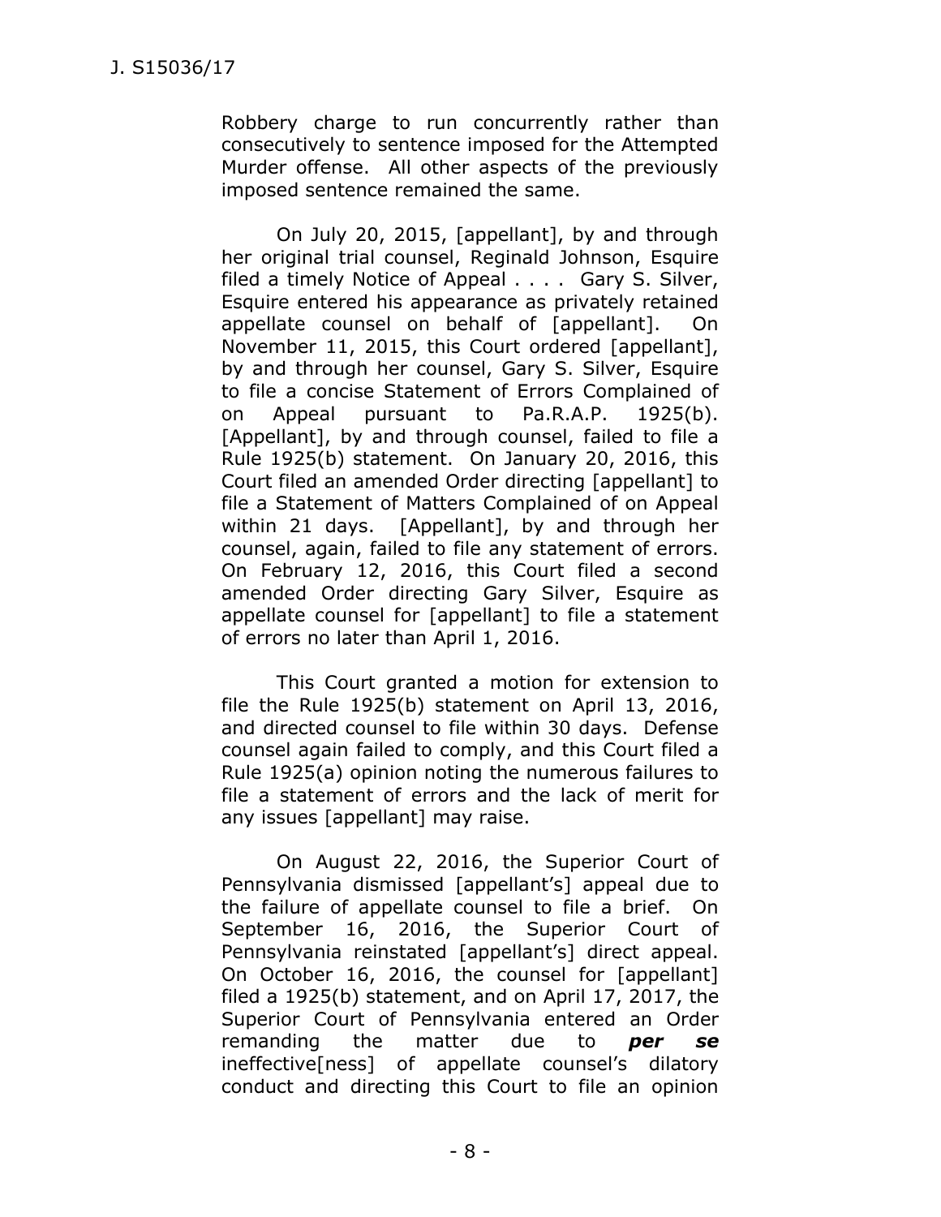Robbery charge to run concurrently rather than consecutively to sentence imposed for the Attempted Murder offense. All other aspects of the previously imposed sentence remained the same.

On July 20, 2015, [appellant], by and through her original trial counsel, Reginald Johnson, Esquire filed a timely Notice of Appeal . . . . Gary S. Silver, Esquire entered his appearance as privately retained appellate counsel on behalf of [appellant]. On November 11, 2015, this Court ordered [appellant], by and through her counsel, Gary S. Silver, Esquire to file a concise Statement of Errors Complained of on Appeal pursuant to Pa.R.A.P. 1925(b). [Appellant], by and through counsel, failed to file a Rule 1925(b) statement. On January 20, 2016, this Court filed an amended Order directing [appellant] to file a Statement of Matters Complained of on Appeal within 21 days. [Appellant], by and through her counsel, again, failed to file any statement of errors. On February 12, 2016, this Court filed a second amended Order directing Gary Silver, Esquire as appellate counsel for [appellant] to file a statement of errors no later than April 1, 2016.

This Court granted a motion for extension to file the Rule 1925(b) statement on April 13, 2016, and directed counsel to file within 30 days. Defense counsel again failed to comply, and this Court filed a Rule 1925(a) opinion noting the numerous failures to file a statement of errors and the lack of merit for any issues [appellant] may raise.

On August 22, 2016, the Superior Court of Pennsylvania dismissed [appellant's] appeal due to the failure of appellate counsel to file a brief. On September 16, 2016, the Superior Court of Pennsylvania reinstated [appellant's] direct appeal. On October 16, 2016, the counsel for [appellant] filed a 1925(b) statement, and on April 17, 2017, the Superior Court of Pennsylvania entered an Order remanding the matter due to ***per se*** ineffective[ness] of appellate counsel's dilatory conduct and directing this Court to file an opinion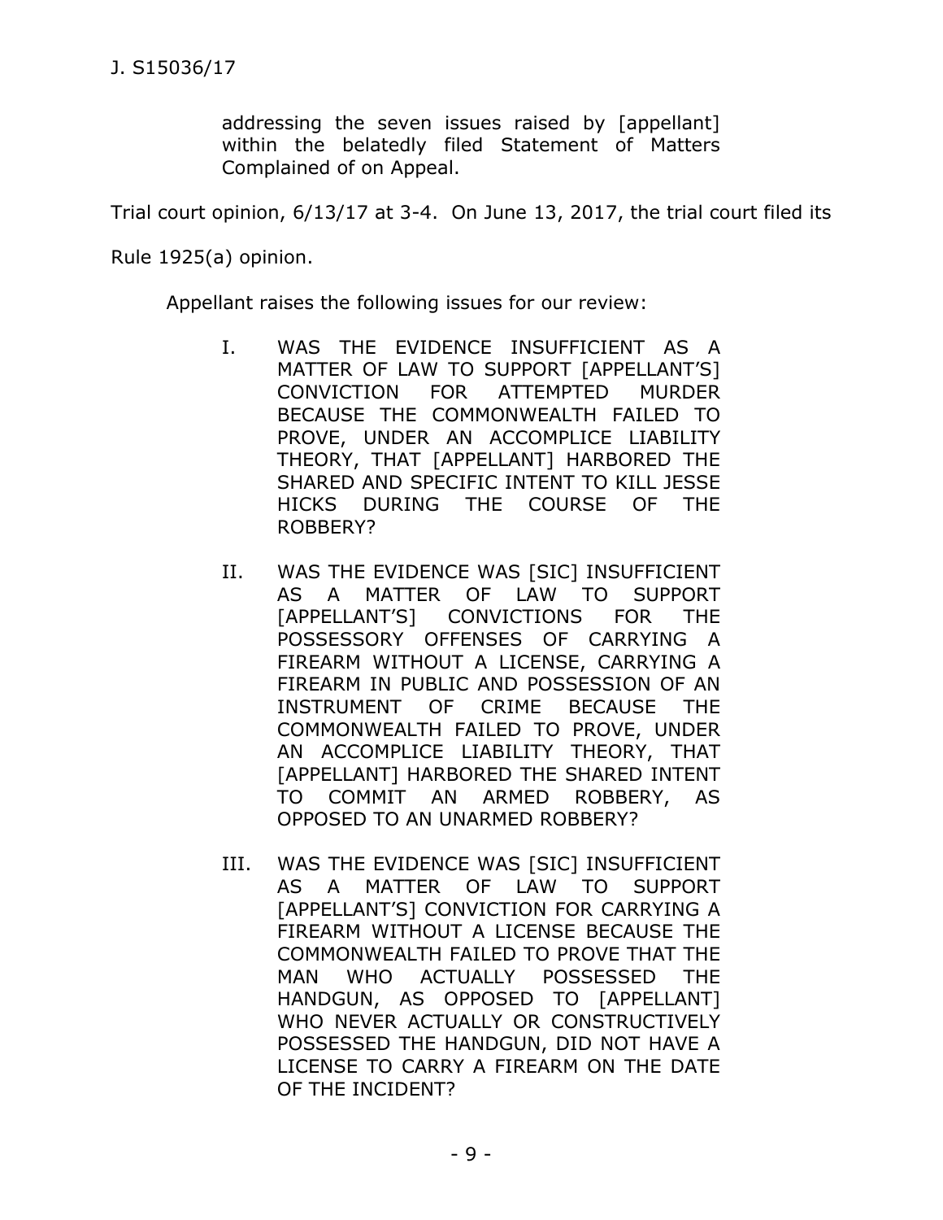> addressing the seven issues raised by [appellant] within the belatedly filed Statement of Matters Complained of on Appeal.

Trial court opinion, 6/13/17 at 3-4. On June 13, 2017, the trial court filed its Rule 1925(a) opinion.

Appellant raises the following issues for our review:

> I. WAS THE EVIDENCE INSUFFICIENT AS A MATTER OF LAW TO SUPPORT [APPELLANT'S] CONVICTION FOR ATTEMPTED MURDER BECAUSE THE COMMONWEALTH FAILED TO PROVE, UNDER AN ACCOMPLICE LIABILITY THEORY, THAT [APPELLANT] HARBORED THE SHARED AND SPECIFIC INTENT TO KILL JESSE HICKS DURING THE COURSE OF THE ROBBERY?
>
> II. WAS THE EVIDENCE WAS [SIC] INSUFFICIENT AS A MATTER OF LAW TO SUPPORT [APPELLANT'S] CONVICTIONS FOR THE POSSESSORY OFFENSES OF CARRYING A FIREARM WITHOUT A LICENSE, CARRYING A FIREARM IN PUBLIC AND POSSESSION OF AN INSTRUMENT OF CRIME BECAUSE THE COMMONWEALTH FAILED TO PROVE, UNDER AN ACCOMPLICE LIABILITY THEORY, THAT [APPELLANT] HARBORED THE SHARED INTENT TO COMMIT AN ARMED ROBBERY, AS OPPOSED TO AN UNARMED ROBBERY?
>
> III. WAS THE EVIDENCE WAS [SIC] INSUFFICIENT AS A MATTER OF LAW TO SUPPORT [APPELLANT'S] CONVICTION FOR CARRYING A FIREARM WITHOUT A LICENSE BECAUSE THE COMMONWEALTH FAILED TO PROVE THAT THE MAN WHO ACTUALLY POSSESSED THE HANDGUN, AS OPPOSED TO [APPELLANT] WHO NEVER ACTUALLY OR CONSTRUCTIVELY POSSESSED THE HANDGUN, DID NOT HAVE A LICENSE TO CARRY A FIREARM ON THE DATE OF THE INCIDENT?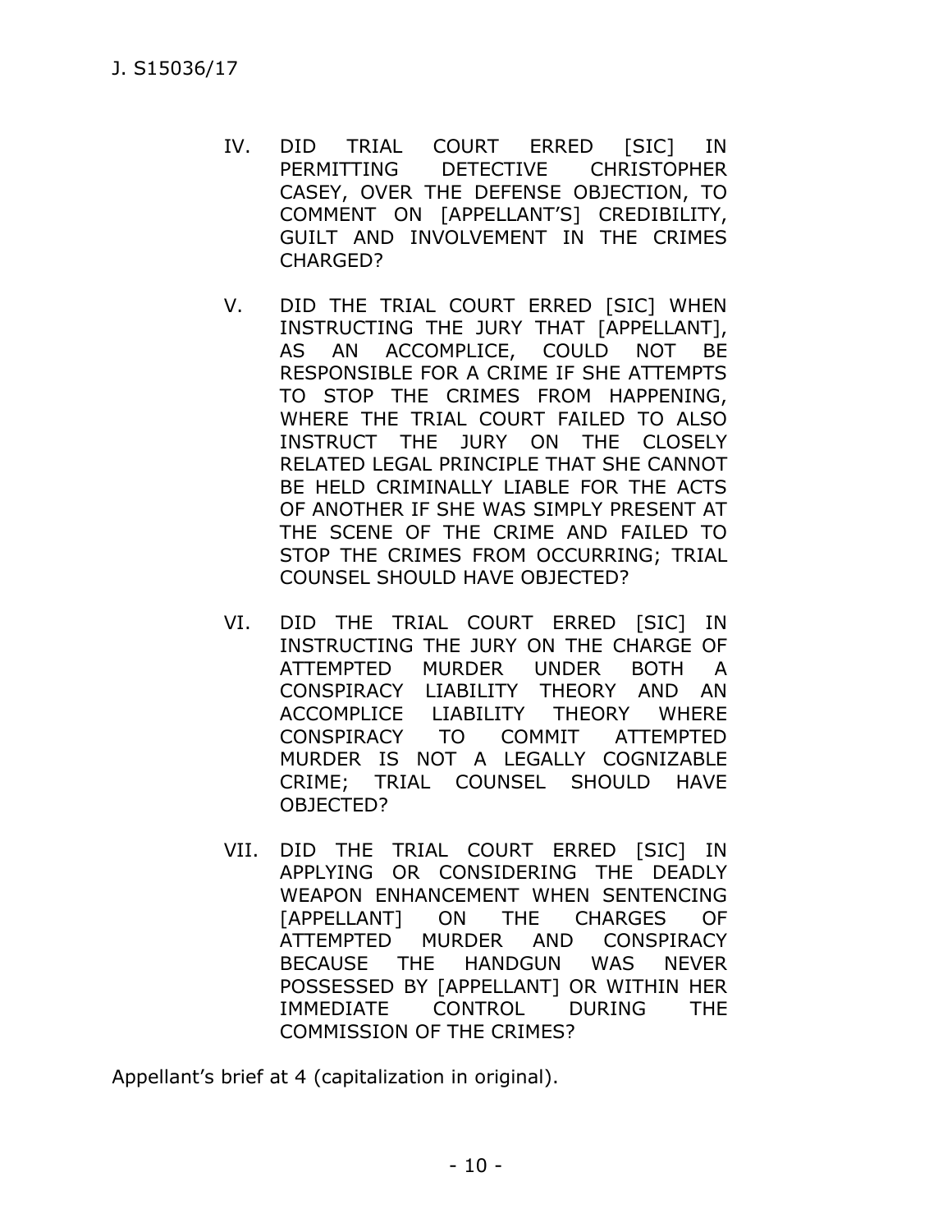IV. DID TRIAL COURT ERRED [SIC] IN PERMITTING DETECTIVE CHRISTOPHER CASEY, OVER THE DEFENSE OBJECTION, TO COMMENT ON [APPELLANT'S] CREDIBILITY, GUILT AND INVOLVEMENT IN THE CRIMES CHARGED?

V. DID THE TRIAL COURT ERRED [SIC] WHEN INSTRUCTING THE JURY THAT [APPELLANT], AS AN ACCOMPLICE, COULD NOT BE RESPONSIBLE FOR A CRIME IF SHE ATTEMPTS TO STOP THE CRIMES FROM HAPPENING, WHERE THE TRIAL COURT FAILED TO ALSO INSTRUCT THE JURY ON THE CLOSELY RELATED LEGAL PRINCIPLE THAT SHE CANNOT BE HELD CRIMINALLY LIABLE FOR THE ACTS OF ANOTHER IF SHE WAS SIMPLY PRESENT AT THE SCENE OF THE CRIME AND FAILED TO STOP THE CRIMES FROM OCCURRING; TRIAL COUNSEL SHOULD HAVE OBJECTED?

VI. DID THE TRIAL COURT ERRED [SIC] IN INSTRUCTING THE JURY ON THE CHARGE OF ATTEMPTED MURDER UNDER BOTH A CONSPIRACY LIABILITY THEORY AND AN ACCOMPLICE LIABILITY THEORY WHERE CONSPIRACY TO COMMIT ATTEMPTED MURDER IS NOT A LEGALLY COGNIZABLE CRIME; TRIAL COUNSEL SHOULD HAVE OBJECTED?

VII. DID THE TRIAL COURT ERRED [SIC] IN APPLYING OR CONSIDERING THE DEADLY WEAPON ENHANCEMENT WHEN SENTENCING [APPELLANT] ON THE CHARGES OF ATTEMPTED MURDER AND CONSPIRACY BECAUSE THE HANDGUN WAS NEVER POSSESSED BY [APPELLANT] OR WITHIN HER IMMEDIATE CONTROL DURING THE COMMISSION OF THE CRIMES?

Appellant's brief at 4 (capitalization in original).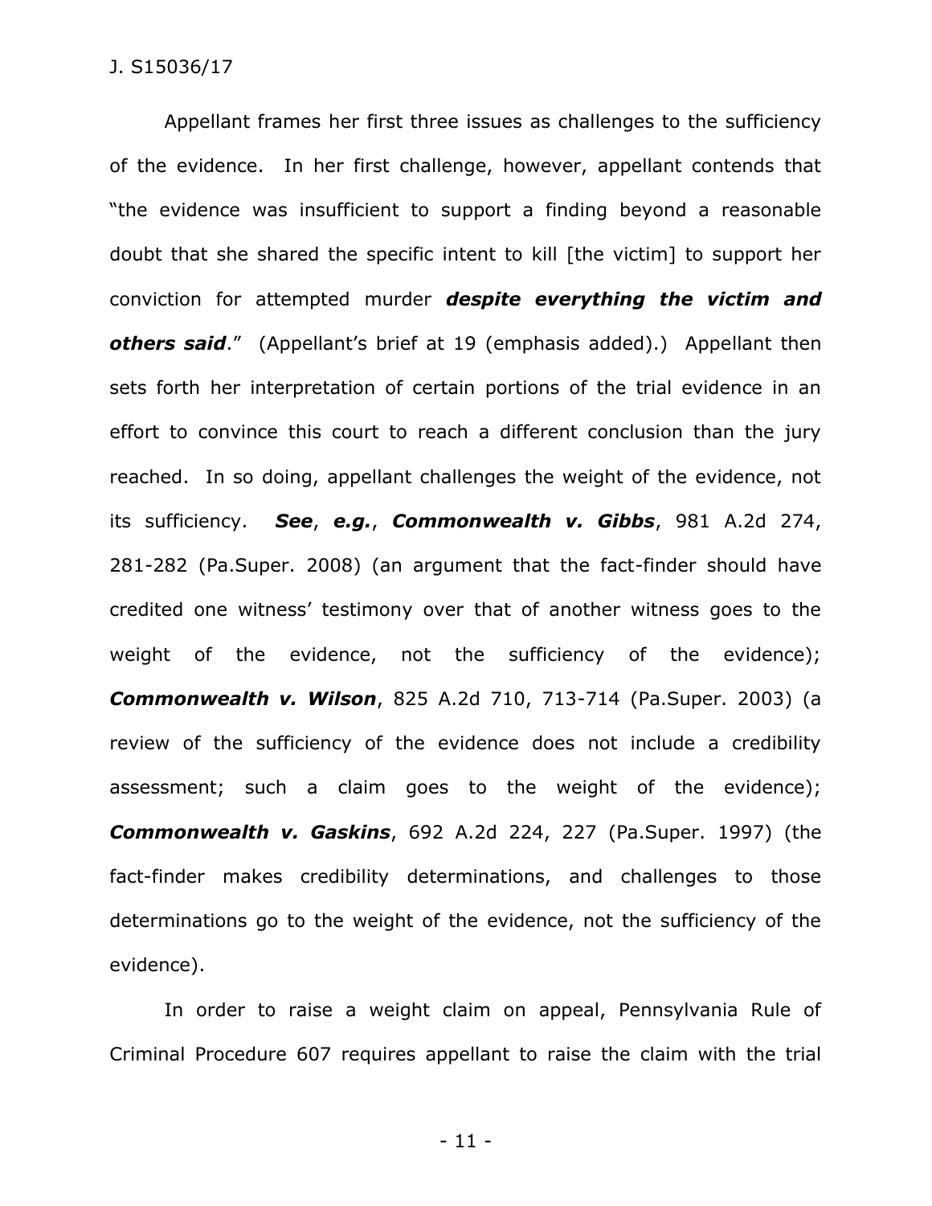Appellant frames her first three issues as challenges to the sufficiency of the evidence. In her first challenge, however, appellant contends that "the evidence was insufficient to support a finding beyond a reasonable doubt that she shared the specific intent to kill [the victim] to support her conviction for attempted murder ***despite everything the victim and others said***." (Appellant's brief at 19 (emphasis added).) Appellant then sets forth her interpretation of certain portions of the trial evidence in an effort to convince this court to reach a different conclusion than the jury reached. In so doing, appellant challenges the weight of the evidence, not its sufficiency. ***See***, ***e.g.***, ***Commonwealth v. Gibbs***, 981 A.2d 274, 281-282 (Pa.Super. 2008) (an argument that the fact-finder should have credited one witness' testimony over that of another witness goes to the weight of the evidence, not the sufficiency of the evidence); ***Commonwealth v. Wilson***, 825 A.2d 710, 713-714 (Pa.Super. 2003) (a review of the sufficiency of the evidence does not include a credibility assessment; such a claim goes to the weight of the evidence); ***Commonwealth v. Gaskins***, 692 A.2d 224, 227 (Pa.Super. 1997) (the fact-finder makes credibility determinations, and challenges to those determinations go to the weight of the evidence, not the sufficiency of the evidence).

In order to raise a weight claim on appeal, Pennsylvania Rule of Criminal Procedure 607 requires appellant to raise the claim with the trial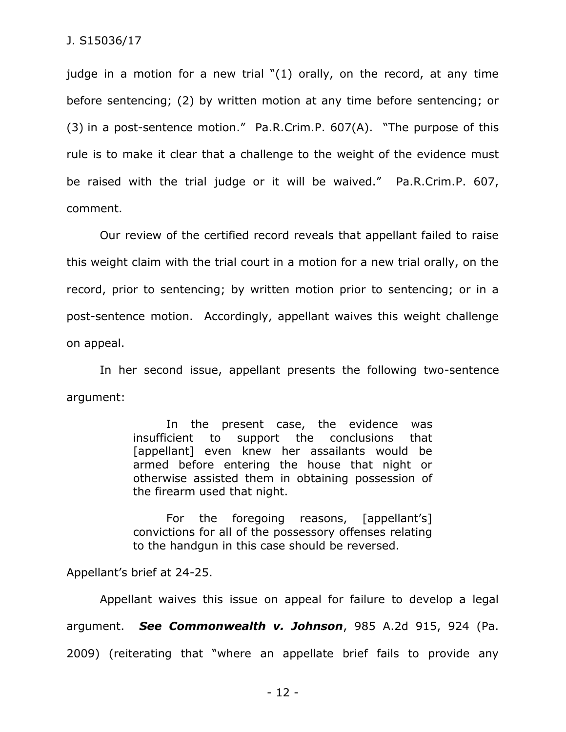judge in a motion for a new trial "(1) orally, on the record, at any time before sentencing; (2) by written motion at any time before sentencing; or (3) in a post-sentence motion." Pa.R.Crim.P. 607(A). "The purpose of this rule is to make it clear that a challenge to the weight of the evidence must be raised with the trial judge or it will be waived." Pa.R.Crim.P. 607, comment.

Our review of the certified record reveals that appellant failed to raise this weight claim with the trial court in a motion for a new trial orally, on the record, prior to sentencing; by written motion prior to sentencing; or in a post-sentence motion. Accordingly, appellant waives this weight challenge on appeal.

In her second issue, appellant presents the following two-sentence argument:

> In the present case, the evidence was insufficient to support the conclusions that [appellant] even knew her assailants would be armed before entering the house that night or otherwise assisted them in obtaining possession of the firearm used that night.
>
> For the foregoing reasons, [appellant's] convictions for all of the possessory offenses relating to the handgun in this case should be reversed.

Appellant's brief at 24-25.

Appellant waives this issue on appeal for failure to develop a legal argument. ***See Commonwealth v. Johnson***, 985 A.2d 915, 924 (Pa. 2009) (reiterating that "where an appellate brief fails to provide any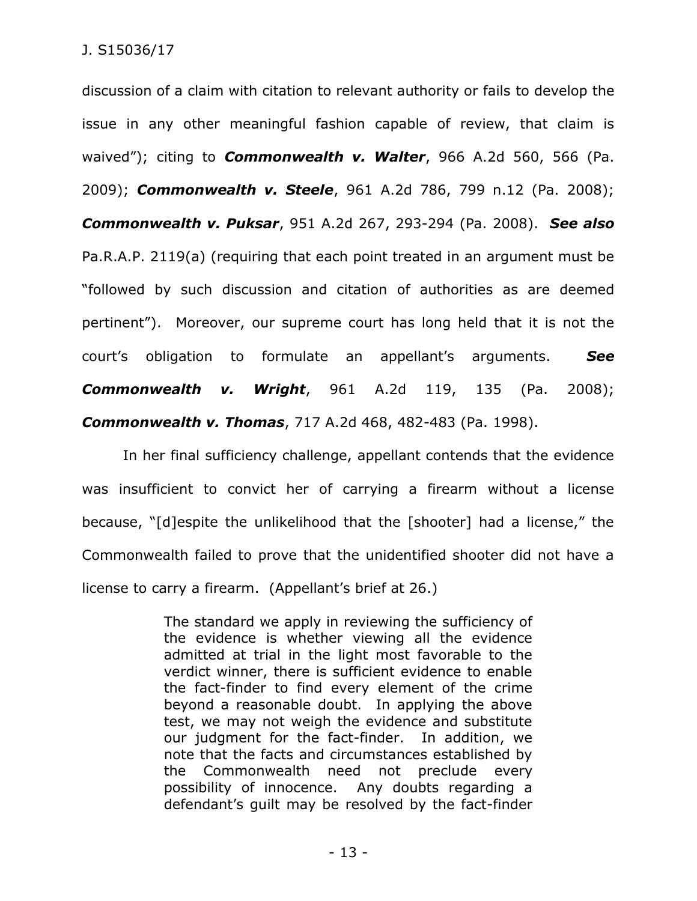discussion of a claim with citation to relevant authority or fails to develop the issue in any other meaningful fashion capable of review, that claim is waived"); citing to ***Commonwealth v. Walter***, 966 A.2d 560, 566 (Pa. 2009); ***Commonwealth v. Steele***, 961 A.2d 786, 799 n.12 (Pa. 2008); ***Commonwealth v. Puksar***, 951 A.2d 267, 293-294 (Pa. 2008). ***See also*** Pa.R.A.P. 2119(a) (requiring that each point treated in an argument must be "followed by such discussion and citation of authorities as are deemed pertinent"). Moreover, our supreme court has long held that it is not the court's obligation to formulate an appellant's arguments. ***See Commonwealth v. Wright***, 961 A.2d 119, 135 (Pa. 2008); ***Commonwealth v. Thomas***, 717 A.2d 468, 482-483 (Pa. 1998).

In her final sufficiency challenge, appellant contends that the evidence was insufficient to convict her of carrying a firearm without a license because, "[d]espite the unlikelihood that the [shooter] had a license," the Commonwealth failed to prove that the unidentified shooter did not have a license to carry a firearm. (Appellant's brief at 26.)

> The standard we apply in reviewing the sufficiency of the evidence is whether viewing all the evidence admitted at trial in the light most favorable to the verdict winner, there is sufficient evidence to enable the fact-finder to find every element of the crime beyond a reasonable doubt. In applying the above test, we may not weigh the evidence and substitute our judgment for the fact-finder. In addition, we note that the facts and circumstances established by the Commonwealth need not preclude every possibility of innocence. Any doubts regarding a defendant's guilt may be resolved by the fact-finder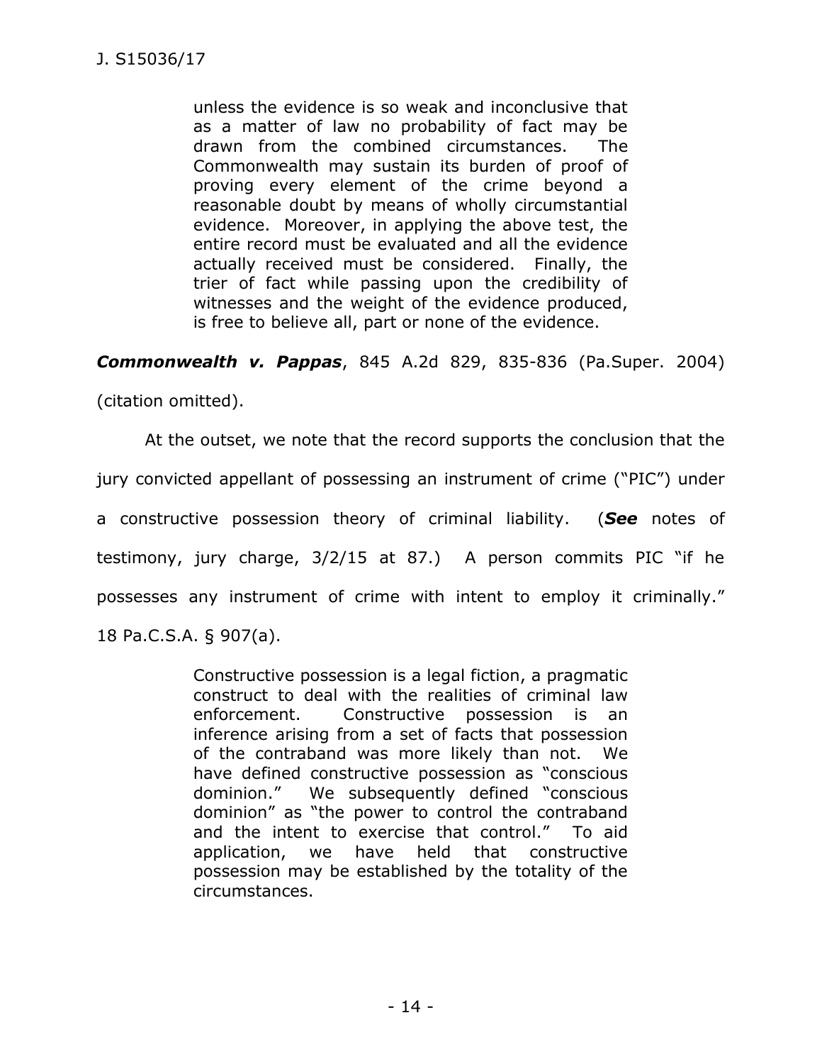> unless the evidence is so weak and inconclusive that as a matter of law no probability of fact may be drawn from the combined circumstances. The Commonwealth may sustain its burden of proof of proving every element of the crime beyond a reasonable doubt by means of wholly circumstantial evidence. Moreover, in applying the above test, the entire record must be evaluated and all the evidence actually received must be considered. Finally, the trier of fact while passing upon the credibility of witnesses and the weight of the evidence produced, is free to believe all, part or none of the evidence.

***Commonwealth v. Pappas***, 845 A.2d 829, 835-836 (Pa.Super. 2004) (citation omitted).

At the outset, we note that the record supports the conclusion that the jury convicted appellant of possessing an instrument of crime ("PIC") under a constructive possession theory of criminal liability. (***See*** notes of testimony, jury charge, 3/2/15 at 87.) A person commits PIC "if he possesses any instrument of crime with intent to employ it criminally." 18 Pa.C.S.A. § 907(a).

> Constructive possession is a legal fiction, a pragmatic construct to deal with the realities of criminal law enforcement. Constructive possession is an inference arising from a set of facts that possession of the contraband was more likely than not. We have defined constructive possession as "conscious dominion." We subsequently defined "conscious dominion" as "the power to control the contraband and the intent to exercise that control." To aid application, we have held that constructive possession may be established by the totality of the circumstances.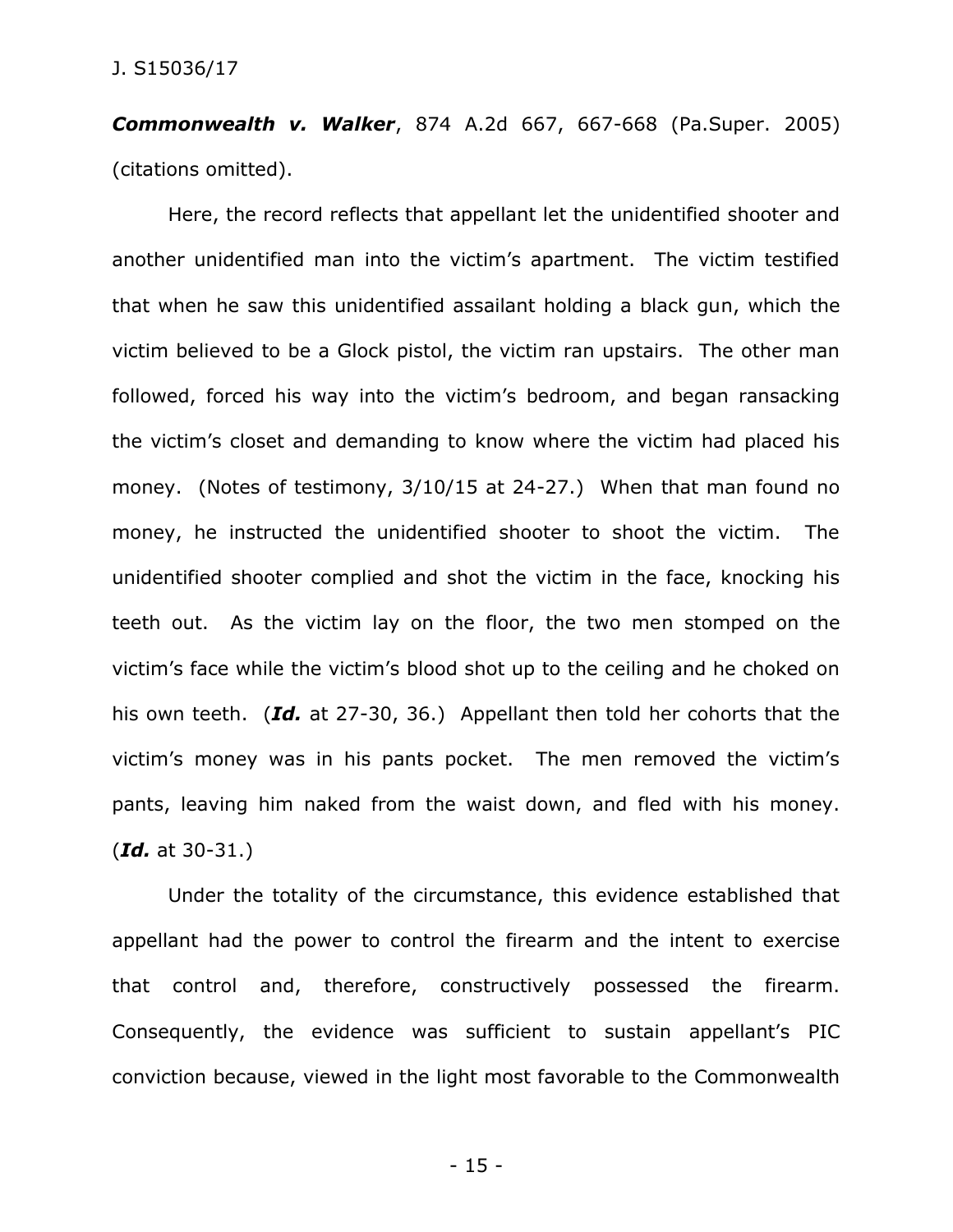***Commonwealth v. Walker***, 874 A.2d 667, 667-668 (Pa.Super. 2005) (citations omitted).

Here, the record reflects that appellant let the unidentified shooter and another unidentified man into the victim's apartment. The victim testified that when he saw this unidentified assailant holding a black gun, which the victim believed to be a Glock pistol, the victim ran upstairs. The other man followed, forced his way into the victim's bedroom, and began ransacking the victim's closet and demanding to know where the victim had placed his money. (Notes of testimony, 3/10/15 at 24-27.) When that man found no money, he instructed the unidentified shooter to shoot the victim. The unidentified shooter complied and shot the victim in the face, knocking his teeth out. As the victim lay on the floor, the two men stomped on the victim's face while the victim's blood shot up to the ceiling and he choked on his own teeth. (***Id.*** at 27-30, 36.) Appellant then told her cohorts that the victim's money was in his pants pocket. The men removed the victim's pants, leaving him naked from the waist down, and fled with his money. (***Id.*** at 30-31.)

Under the totality of the circumstance, this evidence established that appellant had the power to control the firearm and the intent to exercise that control and, therefore, constructively possessed the firearm. Consequently, the evidence was sufficient to sustain appellant's PIC conviction because, viewed in the light most favorable to the Commonwealth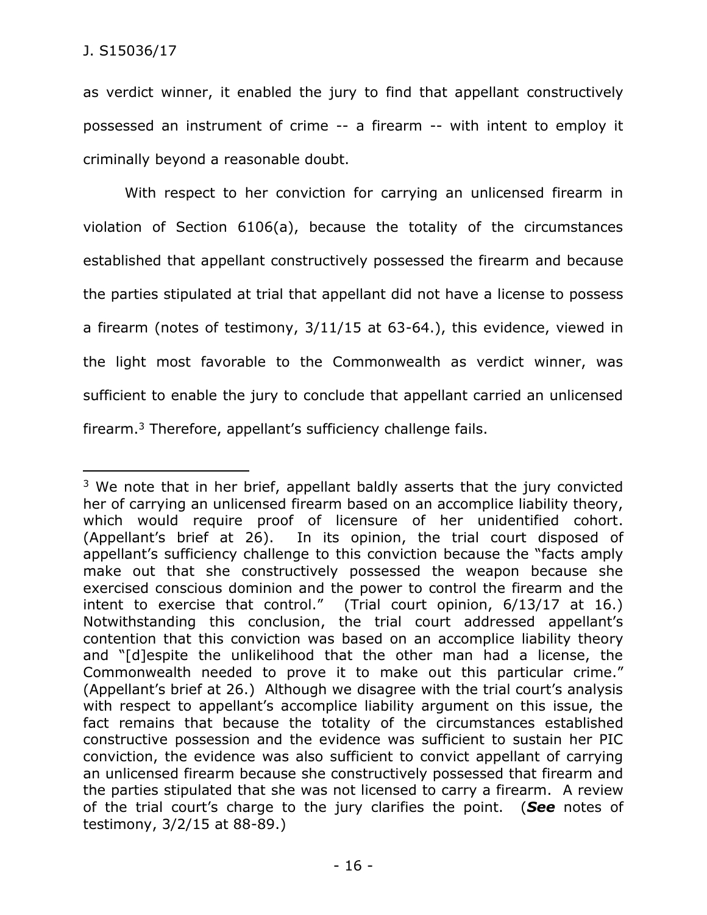as verdict winner, it enabled the jury to find that appellant constructively possessed an instrument of crime -- a firearm -- with intent to employ it criminally beyond a reasonable doubt.

With respect to her conviction for carrying an unlicensed firearm in violation of Section 6106(a), because the totality of the circumstances established that appellant constructively possessed the firearm and because the parties stipulated at trial that appellant did not have a license to possess a firearm (notes of testimony, 3/11/15 at 63-64.), this evidence, viewed in the light most favorable to the Commonwealth as verdict winner, was sufficient to enable the jury to conclude that appellant carried an unlicensed firearm.[3] Therefore, appellant's sufficiency challenge fails.

---

[3] We note that in her brief, appellant baldly asserts that the jury convicted her of carrying an unlicensed firearm based on an accomplice liability theory, which would require proof of licensure of her unidentified cohort. (Appellant's brief at 26). In its opinion, the trial court disposed of appellant's sufficiency challenge to this conviction because the "facts amply make out that she constructively possessed the weapon because she exercised conscious dominion and the power to control the firearm and the intent to exercise that control." (Trial court opinion, 6/13/17 at 16.) Notwithstanding this conclusion, the trial court addressed appellant's contention that this conviction was based on an accomplice liability theory and "[d]espite the unlikelihood that the other man had a license, the Commonwealth needed to prove it to make out this particular crime." (Appellant's brief at 26.) Although we disagree with the trial court's analysis with respect to appellant's accomplice liability argument on this issue, the fact remains that because the totality of the circumstances established constructive possession and the evidence was sufficient to sustain her PIC conviction, the evidence was also sufficient to convict appellant of carrying an unlicensed firearm because she constructively possessed that firearm and the parties stipulated that she was not licensed to carry a firearm. A review of the trial court's charge to the jury clarifies the point. (***See*** notes of testimony, 3/2/15 at 88-89.)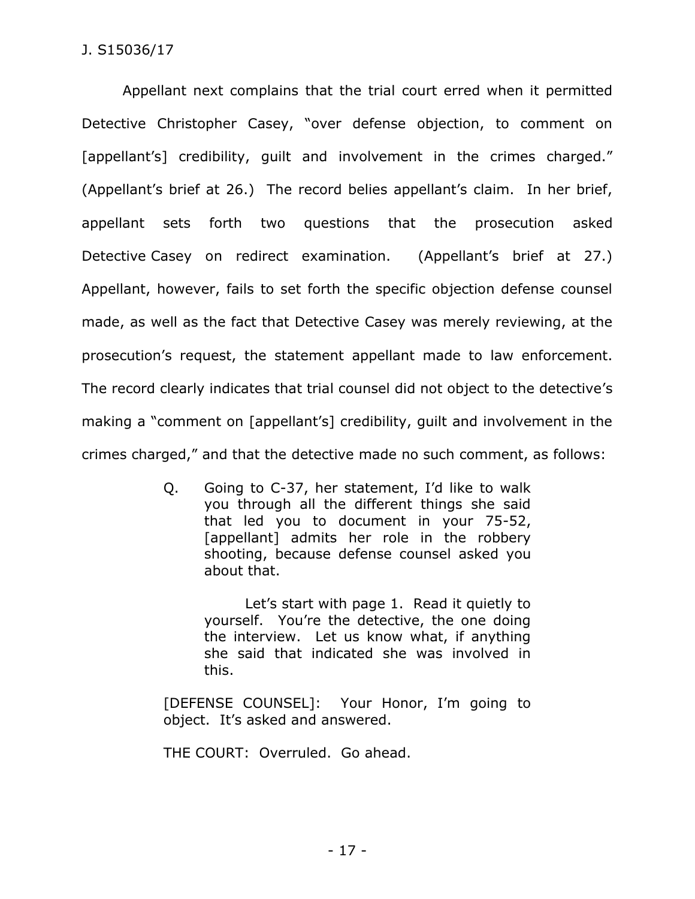Appellant next complains that the trial court erred when it permitted Detective Christopher Casey, "over defense objection, to comment on [appellant's] credibility, guilt and involvement in the crimes charged." (Appellant's brief at 26.) The record belies appellant's claim. In her brief, appellant sets forth two questions that the prosecution asked Detective Casey on redirect examination. (Appellant's brief at 27.) Appellant, however, fails to set forth the specific objection defense counsel made, as well as the fact that Detective Casey was merely reviewing, at the prosecution's request, the statement appellant made to law enforcement. The record clearly indicates that trial counsel did not object to the detective's making a "comment on [appellant's] credibility, guilt and involvement in the crimes charged," and that the detective made no such comment, as follows:

> Q. Going to C-37, her statement, I'd like to walk you through all the different things she said that led you to document in your 75-52, [appellant] admits her role in the robbery shooting, because defense counsel asked you about that.
>
> Let's start with page 1. Read it quietly to yourself. You're the detective, the one doing the interview. Let us know what, if anything she said that indicated she was involved in this.
>
> [DEFENSE COUNSEL]: Your Honor, I'm going to object. It's asked and answered.
>
> THE COURT: Overruled. Go ahead.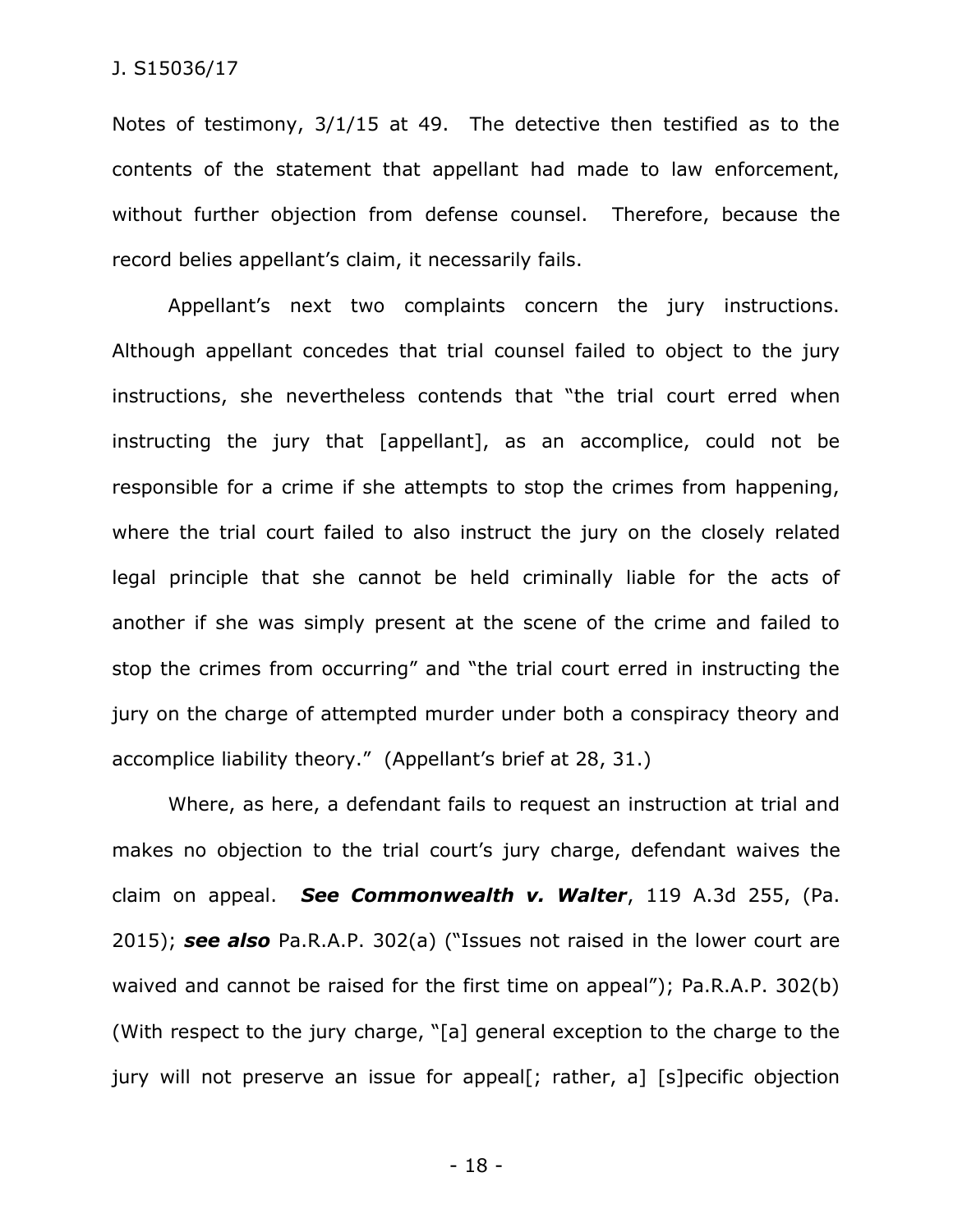Notes of testimony, 3/1/15 at 49. The detective then testified as to the contents of the statement that appellant had made to law enforcement, without further objection from defense counsel. Therefore, because the record belies appellant's claim, it necessarily fails.

Appellant's next two complaints concern the jury instructions. Although appellant concedes that trial counsel failed to object to the jury instructions, she nevertheless contends that "the trial court erred when instructing the jury that [appellant], as an accomplice, could not be responsible for a crime if she attempts to stop the crimes from happening, where the trial court failed to also instruct the jury on the closely related legal principle that she cannot be held criminally liable for the acts of another if she was simply present at the scene of the crime and failed to stop the crimes from occurring" and "the trial court erred in instructing the jury on the charge of attempted murder under both a conspiracy theory and accomplice liability theory." (Appellant's brief at 28, 31.)

Where, as here, a defendant fails to request an instruction at trial and makes no objection to the trial court's jury charge, defendant waives the claim on appeal. ***See Commonwealth v. Walter***, 119 A.3d 255, (Pa. 2015); ***see also*** Pa.R.A.P. 302(a) ("Issues not raised in the lower court are waived and cannot be raised for the first time on appeal"); Pa.R.A.P. 302(b) (With respect to the jury charge, "[a] general exception to the charge to the jury will not preserve an issue for appeal[; rather, a] [s]pecific objection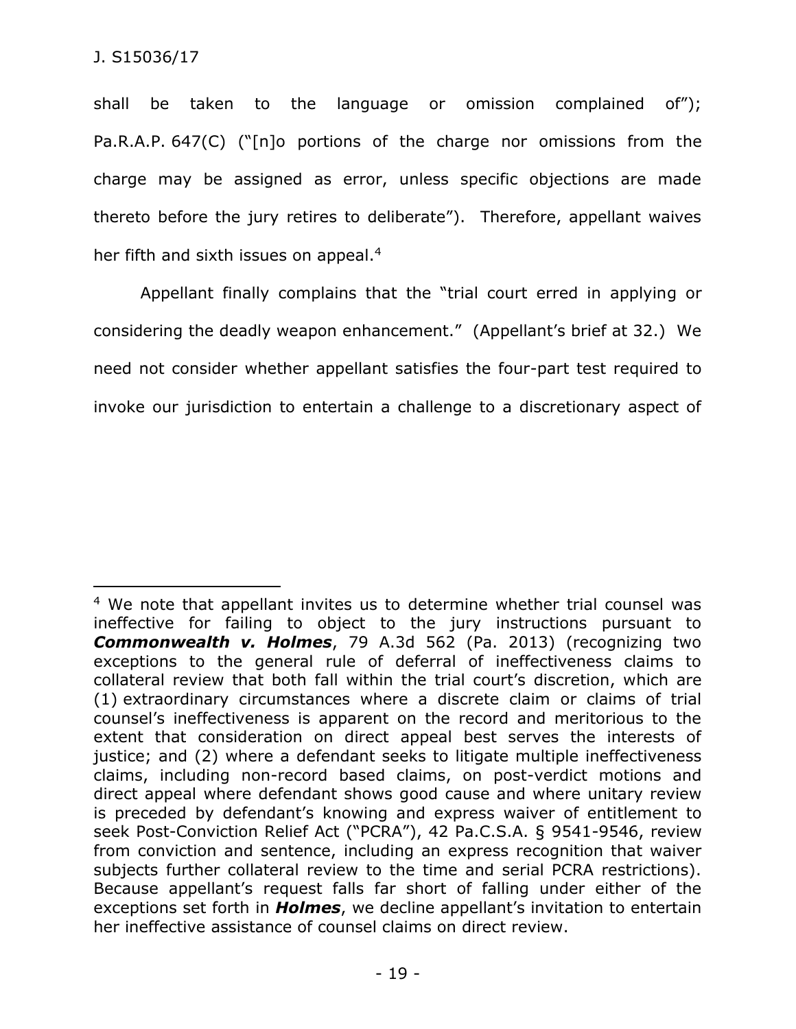shall be taken to the language or omission complained of"); Pa.R.A.P. 647(C) ("[n]o portions of the charge nor omissions from the charge may be assigned as error, unless specific objections are made thereto before the jury retires to deliberate"). Therefore, appellant waives her fifth and sixth issues on appeal.[4]

Appellant finally complains that the "trial court erred in applying or considering the deadly weapon enhancement." (Appellant's brief at 32.) We need not consider whether appellant satisfies the four-part test required to invoke our jurisdiction to entertain a challenge to a discretionary aspect of

---

[4] We note that appellant invites us to determine whether trial counsel was ineffective for failing to object to the jury instructions pursuant to ***Commonwealth v. Holmes***, 79 A.3d 562 (Pa. 2013) (recognizing two exceptions to the general rule of deferral of ineffectiveness claims to collateral review that both fall within the trial court's discretion, which are (1) extraordinary circumstances where a discrete claim or claims of trial counsel's ineffectiveness is apparent on the record and meritorious to the extent that consideration on direct appeal best serves the interests of justice; and (2) where a defendant seeks to litigate multiple ineffectiveness claims, including non-record based claims, on post-verdict motions and direct appeal where defendant shows good cause and where unitary review is preceded by defendant's knowing and express waiver of entitlement to seek Post-Conviction Relief Act ("PCRA"), 42 Pa.C.S.A. § 9541-9546, review from conviction and sentence, including an express recognition that waiver subjects further collateral review to the time and serial PCRA restrictions). Because appellant's request falls far short of falling under either of the exceptions set forth in ***Holmes***, we decline appellant's invitation to entertain her ineffective assistance of counsel claims on direct review.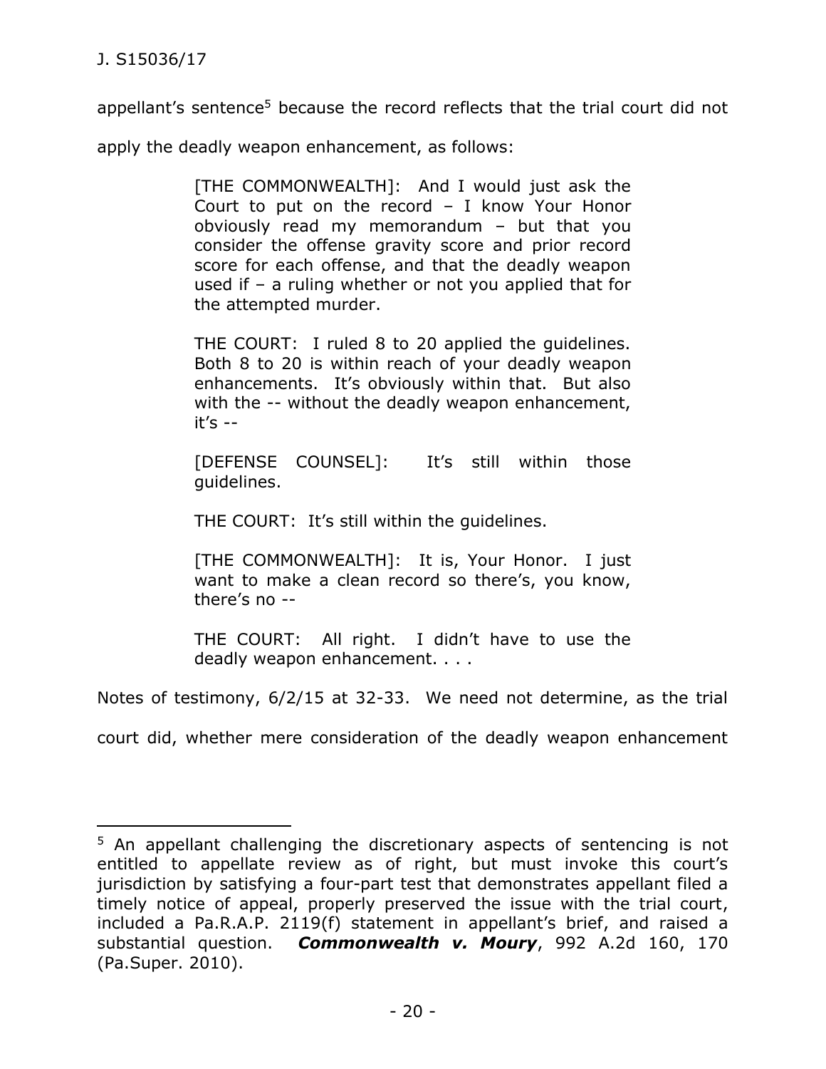appellant's sentence[5] because the record reflects that the trial court did not apply the deadly weapon enhancement, as follows:

> [THE COMMONWEALTH]: And I would just ask the Court to put on the record – I know Your Honor obviously read my memorandum – but that you consider the offense gravity score and prior record score for each offense, and that the deadly weapon used if – a ruling whether or not you applied that for the attempted murder.
>
> THE COURT: I ruled 8 to 20 applied the guidelines. Both 8 to 20 is within reach of your deadly weapon enhancements. It's obviously within that. But also with the -- without the deadly weapon enhancement, it's --
>
> [DEFENSE COUNSEL]: It's still within those guidelines.
>
> THE COURT: It's still within the guidelines.
>
> [THE COMMONWEALTH]: It is, Your Honor. I just want to make a clean record so there's, you know, there's no --
>
> THE COURT: All right. I didn't have to use the deadly weapon enhancement. . . .

Notes of testimony, 6/2/15 at 32-33. We need not determine, as the trial court did, whether mere consideration of the deadly weapon enhancement

---

[5] An appellant challenging the discretionary aspects of sentencing is not entitled to appellate review as of right, but must invoke this court's jurisdiction by satisfying a four-part test that demonstrates appellant filed a timely notice of appeal, properly preserved the issue with the trial court, included a Pa.R.A.P. 2119(f) statement in appellant's brief, and raised a substantial question. ***Commonwealth v. Moury***, 992 A.2d 160, 170 (Pa.Super. 2010).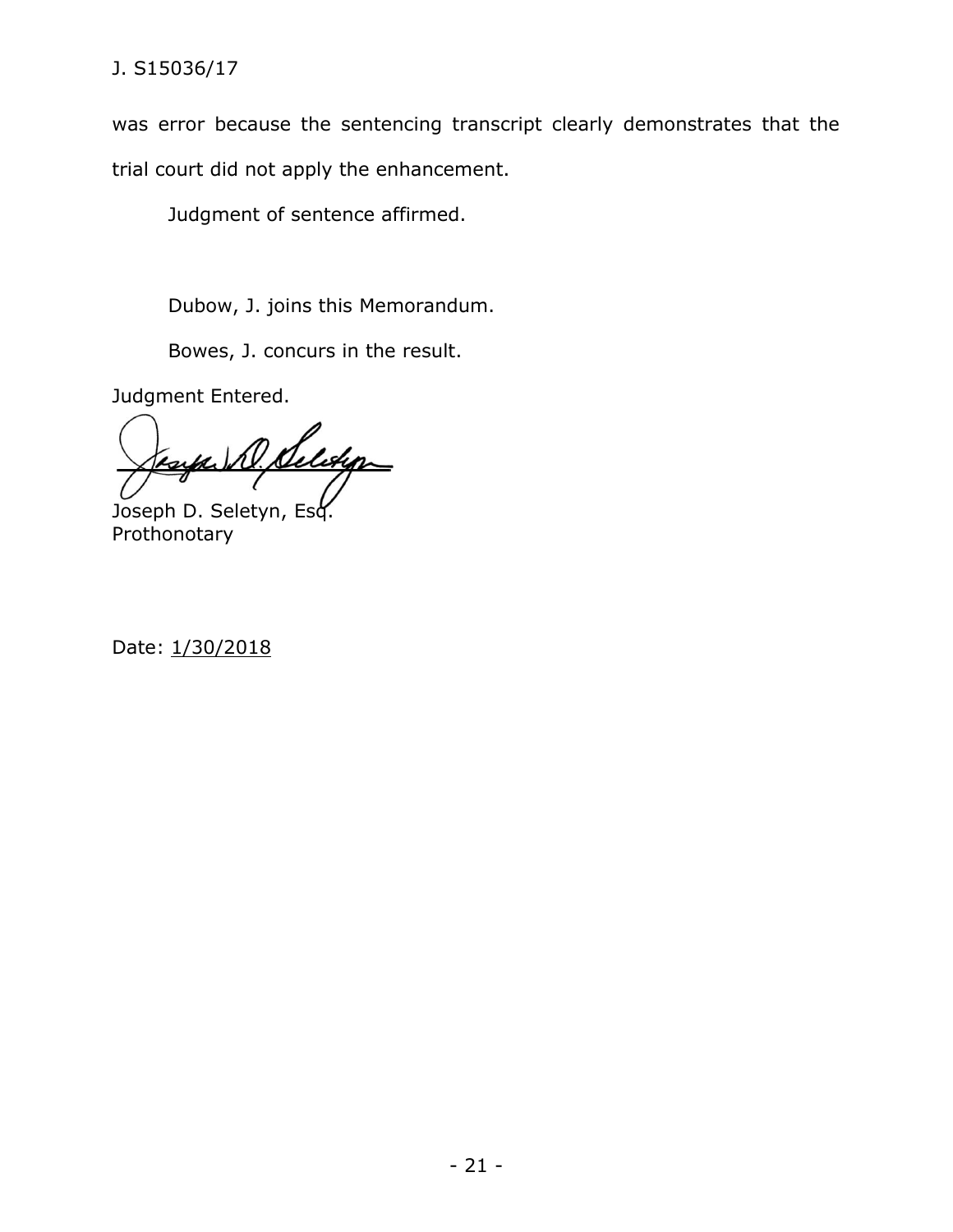was error because the sentencing transcript clearly demonstrates that the trial court did not apply the enhancement.

Judgment of sentence affirmed.

Dubow, J. joins this Memorandum.

Bowes, J. concurs in the result.

Judgment Entered.

Joseph D. Seletyn, Esq.
Prothonotary

Date: 1/30/2018